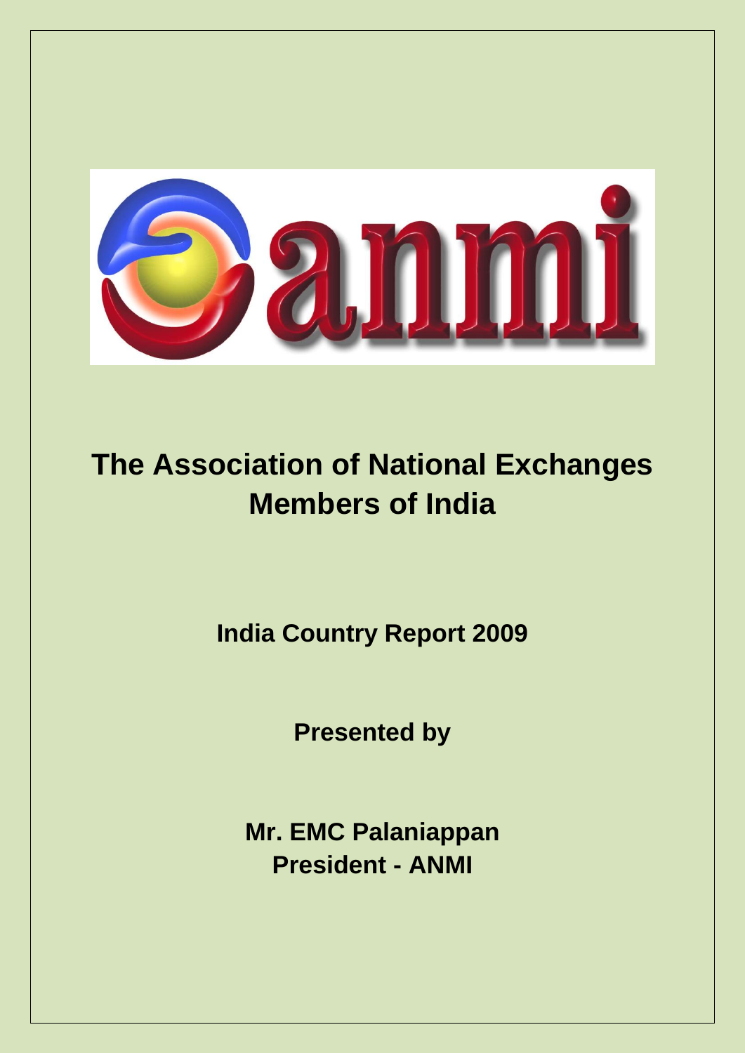anmi

# The Association of National Exchanges Members of India

## India Country Report 2009

**Presented by**

**Mr. EMC Palaniappan**
**President - ANMI**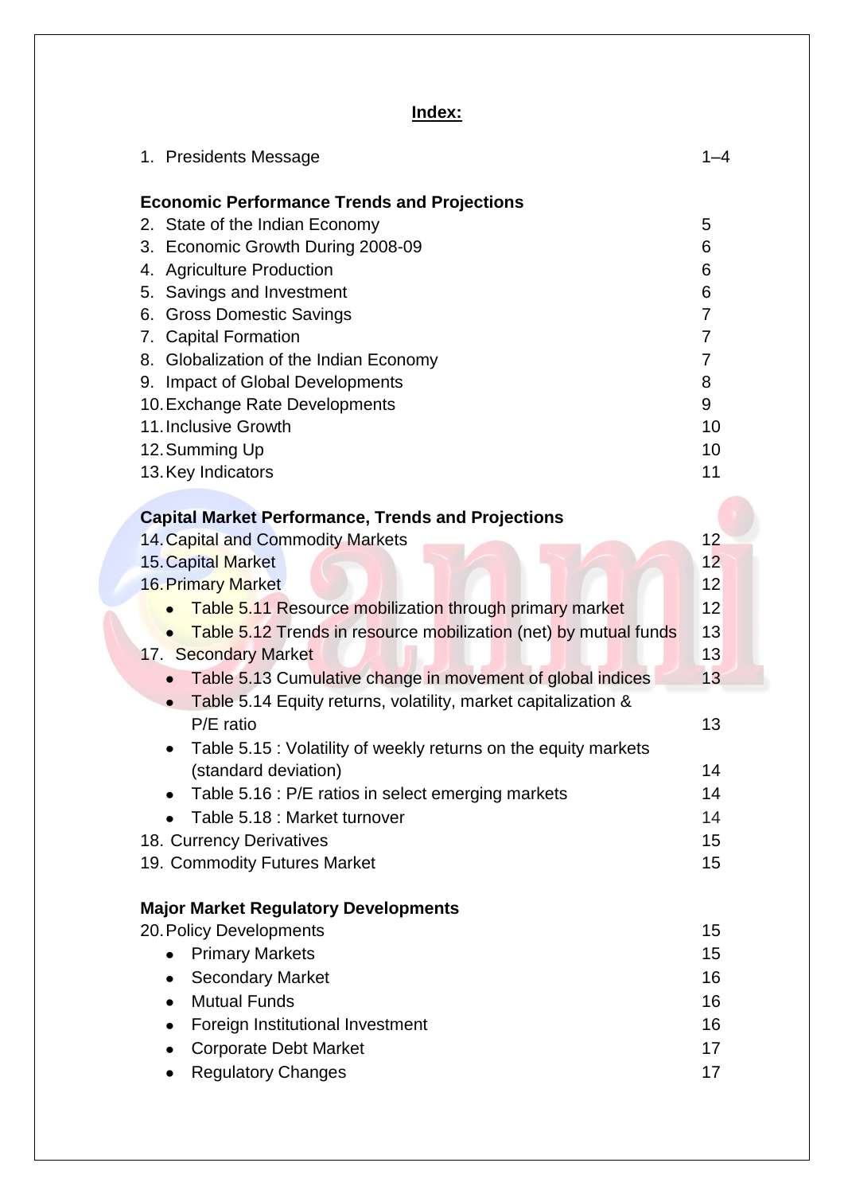# Index:

| | |
|---|---|
| 1. Presidents Message | 1–4 |
| **Economic Performance Trends and Projections** | |
| 2. State of the Indian Economy | 5 |
| 3. Economic Growth During 2008-09 | 6 |
| 4. Agriculture Production | 6 |
| 5. Savings and Investment | 6 |
| 6. Gross Domestic Savings | 7 |
| 7. Capital Formation | 7 |
| 8. Globalization of the Indian Economy | 7 |
| 9. Impact of Global Developments | 8 |
| 10. Exchange Rate Developments | 9 |
| 11. Inclusive Growth | 10 |
| 12. Summing Up | 10 |
| 13. Key Indicators | 11 |
| **Capital Market Performance, Trends and Projections** | |
| 14. Capital and Commodity Markets | 12 |
| 15. Capital Market | 12 |
| 16. Primary Market | 12 |
| • Table 5.11 Resource mobilization through primary market | 12 |
| • Table 5.12 Trends in resource mobilization (net) by mutual funds | 13 |
| 17. Secondary Market | 13 |
| • Table 5.13 Cumulative change in movement of global indices | 13 |
| • Table 5.14 Equity returns, volatility, market capitalization & P/E ratio | 13 |
| • Table 5.15 : Volatility of weekly returns on the equity markets (standard deviation) | 14 |
| • Table 5.16 : P/E ratios in select emerging markets | 14 |
| • Table 5.18 : Market turnover | 14 |
| 18. Currency Derivatives | 15 |
| 19. Commodity Futures Market | 15 |
| **Major Market Regulatory Developments** | |
| 20. Policy Developments | 15 |
| • Primary Markets | 15 |
| • Secondary Market | 16 |
| • Mutual Funds | 16 |
| • Foreign Institutional Investment | 16 |
| • Corporate Debt Market | 17 |
| • Regulatory Changes | 17 |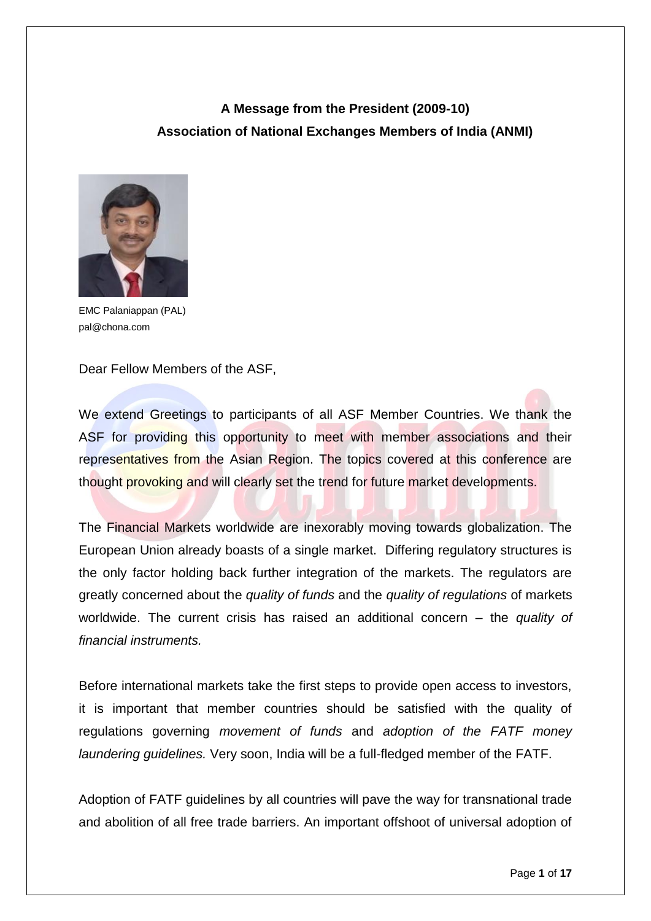**A Message from the President (2009-10)**
**Association of National Exchanges Members of India (ANMI)**

EMC Palaniappan (PAL)
pal@chona.com

Dear Fellow Members of the ASF,

We extend Greetings to participants of all ASF Member Countries. We thank the ASF for providing this opportunity to meet with member associations and their representatives from the Asian Region. The topics covered at this conference are thought provoking and will clearly set the trend for future market developments.

The Financial Markets worldwide are inexorably moving towards globalization. The European Union already boasts of a single market. Differing regulatory structures is the only factor holding back further integration of the markets. The regulators are greatly concerned about the *quality of funds* and the *quality of regulations* of markets worldwide. The current crisis has raised an additional concern – the *quality of financial instruments.*

Before international markets take the first steps to provide open access to investors, it is important that member countries should be satisfied with the quality of regulations governing *movement of funds* and *adoption of the FATF money laundering guidelines.* Very soon, India will be a full-fledged member of the FATF.

Adoption of FATF guidelines by all countries will pave the way for transnational trade and abolition of all free trade barriers. An important offshoot of universal adoption of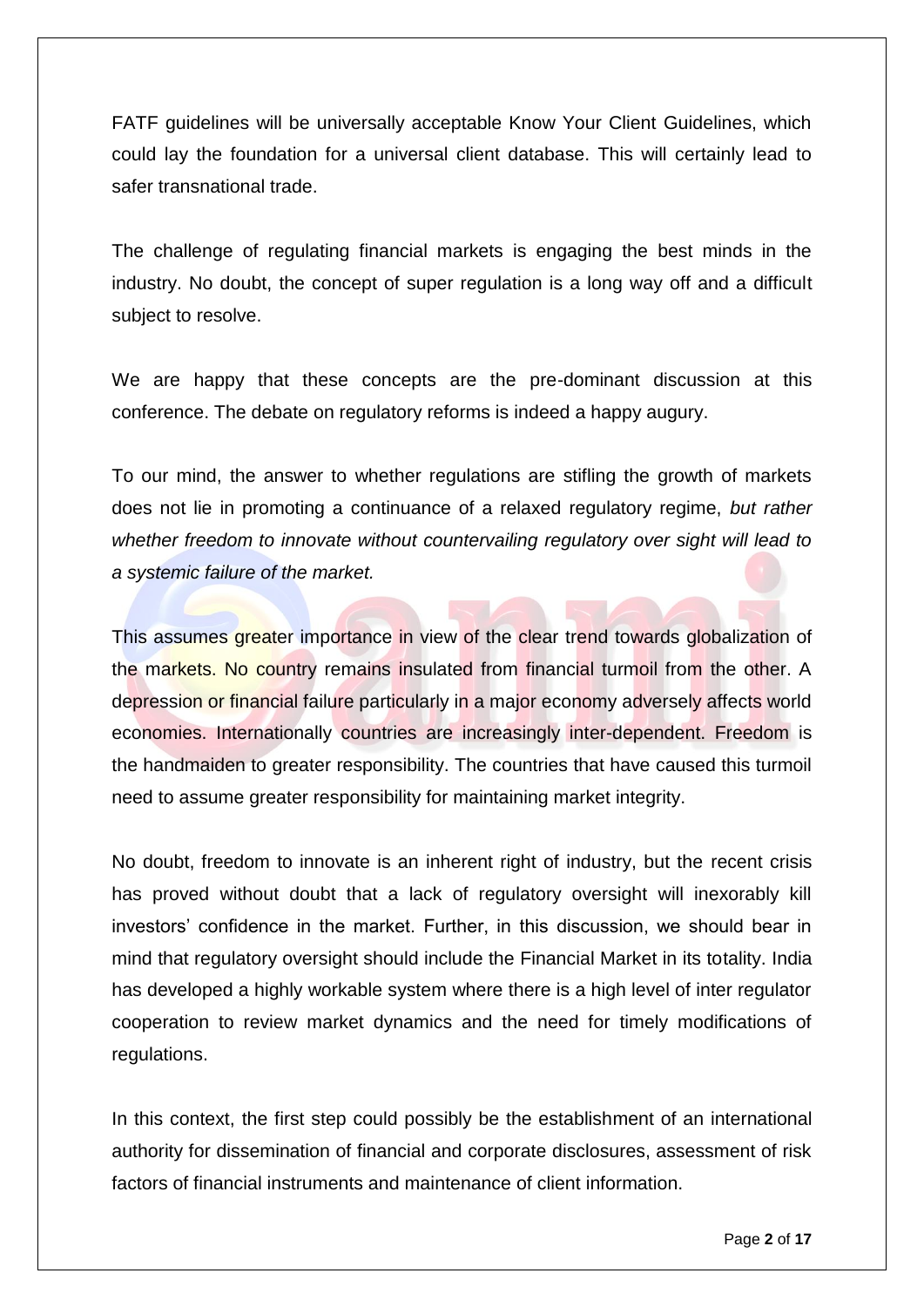FATF guidelines will be universally acceptable Know Your Client Guidelines, which could lay the foundation for a universal client database. This will certainly lead to safer transnational trade.

The challenge of regulating financial markets is engaging the best minds in the industry. No doubt, the concept of super regulation is a long way off and a difficult subject to resolve.

We are happy that these concepts are the pre-dominant discussion at this conference. The debate on regulatory reforms is indeed a happy augury.

To our mind, the answer to whether regulations are stifling the growth of markets does not lie in promoting a continuance of a relaxed regulatory regime, *but rather whether freedom to innovate without countervailing regulatory over sight will lead to a systemic failure of the market.*

This assumes greater importance in view of the clear trend towards globalization of the markets. No country remains insulated from financial turmoil from the other. A depression or financial failure particularly in a major economy adversely affects world economies. Internationally countries are increasingly inter-dependent. Freedom is the handmaiden to greater responsibility. The countries that have caused this turmoil need to assume greater responsibility for maintaining market integrity.

No doubt, freedom to innovate is an inherent right of industry, but the recent crisis has proved without doubt that a lack of regulatory oversight will inexorably kill investors' confidence in the market. Further, in this discussion, we should bear in mind that regulatory oversight should include the Financial Market in its totality. India has developed a highly workable system where there is a high level of inter regulator cooperation to review market dynamics and the need for timely modifications of regulations.

In this context, the first step could possibly be the establishment of an international authority for dissemination of financial and corporate disclosures, assessment of risk factors of financial instruments and maintenance of client information.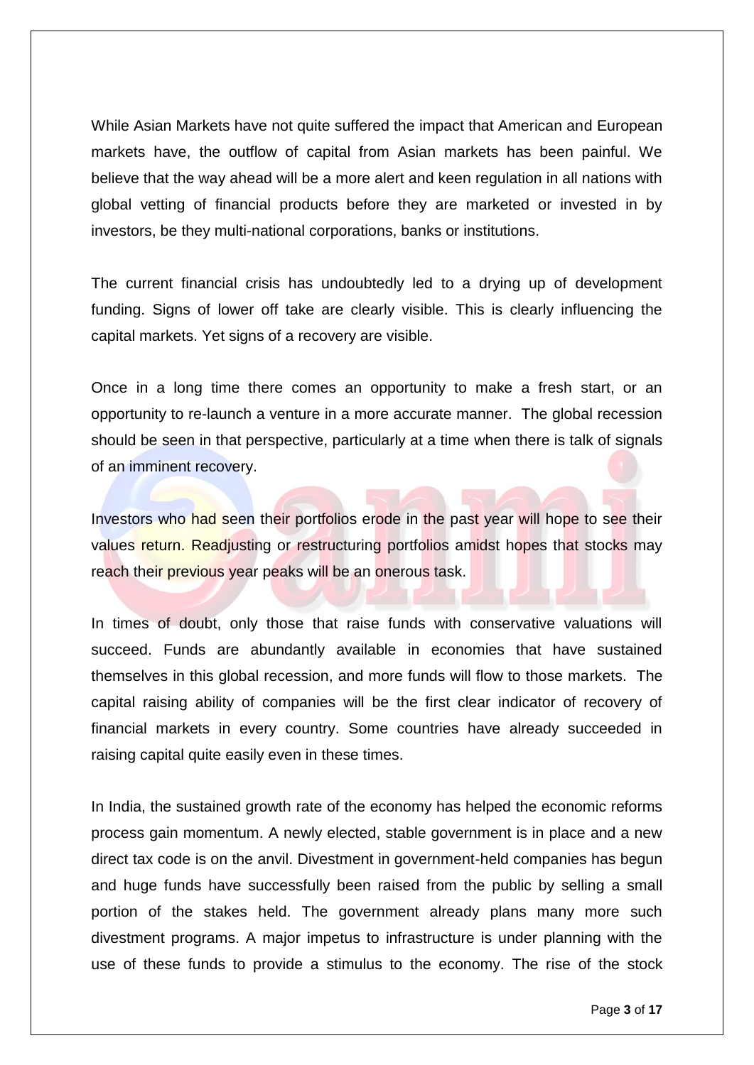While Asian Markets have not quite suffered the impact that American and European markets have, the outflow of capital from Asian markets has been painful. We believe that the way ahead will be a more alert and keen regulation in all nations with global vetting of financial products before they are marketed or invested in by investors, be they multi-national corporations, banks or institutions.

The current financial crisis has undoubtedly led to a drying up of development funding. Signs of lower off take are clearly visible. This is clearly influencing the capital markets. Yet signs of a recovery are visible.

Once in a long time there comes an opportunity to make a fresh start, or an opportunity to re-launch a venture in a more accurate manner. The global recession should be seen in that perspective, particularly at a time when there is talk of signals of an imminent recovery.

Investors who had seen their portfolios erode in the past year will hope to see their values return. Readjusting or restructuring portfolios amidst hopes that stocks may reach their previous year peaks will be an onerous task.

In times of doubt, only those that raise funds with conservative valuations will succeed. Funds are abundantly available in economies that have sustained themselves in this global recession, and more funds will flow to those markets. The capital raising ability of companies will be the first clear indicator of recovery of financial markets in every country. Some countries have already succeeded in raising capital quite easily even in these times.

In India, the sustained growth rate of the economy has helped the economic reforms process gain momentum. A newly elected, stable government is in place and a new direct tax code is on the anvil. Divestment in government-held companies has begun and huge funds have successfully been raised from the public by selling a small portion of the stakes held. The government already plans many more such divestment programs. A major impetus to infrastructure is under planning with the use of these funds to provide a stimulus to the economy. The rise of the stock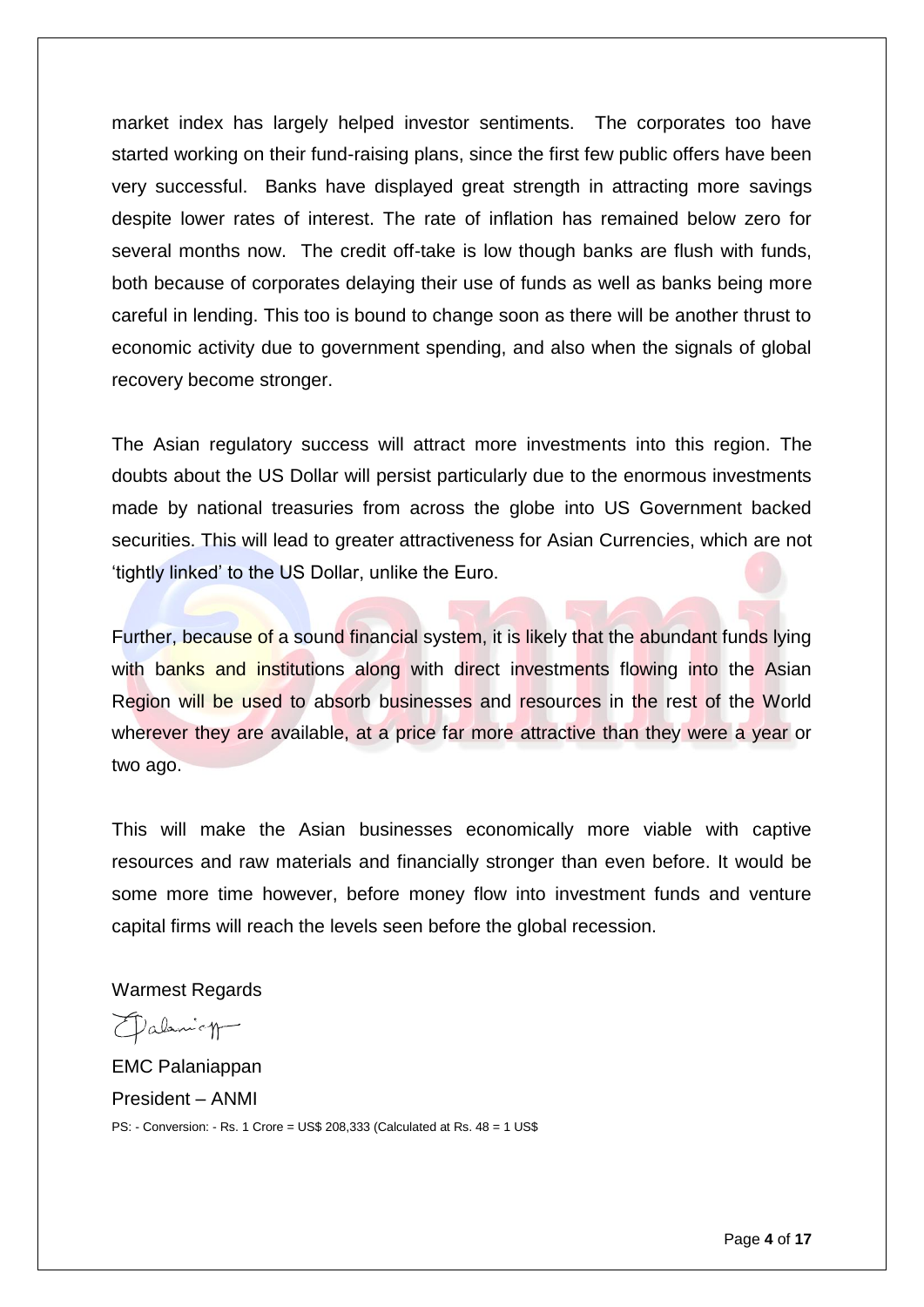market index has largely helped investor sentiments. The corporates too have started working on their fund-raising plans, since the first few public offers have been very successful. Banks have displayed great strength in attracting more savings despite lower rates of interest. The rate of inflation has remained below zero for several months now. The credit off-take is low though banks are flush with funds, both because of corporates delaying their use of funds as well as banks being more careful in lending. This too is bound to change soon as there will be another thrust to economic activity due to government spending, and also when the signals of global recovery become stronger.

The Asian regulatory success will attract more investments into this region. The doubts about the US Dollar will persist particularly due to the enormous investments made by national treasuries from across the globe into US Government backed securities. This will lead to greater attractiveness for Asian Currencies, which are not 'tightly linked' to the US Dollar, unlike the Euro.

Further, because of a sound financial system, it is likely that the abundant funds lying with banks and institutions along with direct investments flowing into the Asian Region will be used to absorb businesses and resources in the rest of the World wherever they are available, at a price far more attractive than they were a year or two ago.

This will make the Asian businesses economically more viable with captive resources and raw materials and financially stronger than even before. It would be some more time however, before money flow into investment funds and venture capital firms will reach the levels seen before the global recession.

Warmest Regards

EMC Palaniappan
President – ANMI

PS: - Conversion: - Rs. 1 Crore = US$ 208,333 (Calculated at Rs. 48 = 1 US$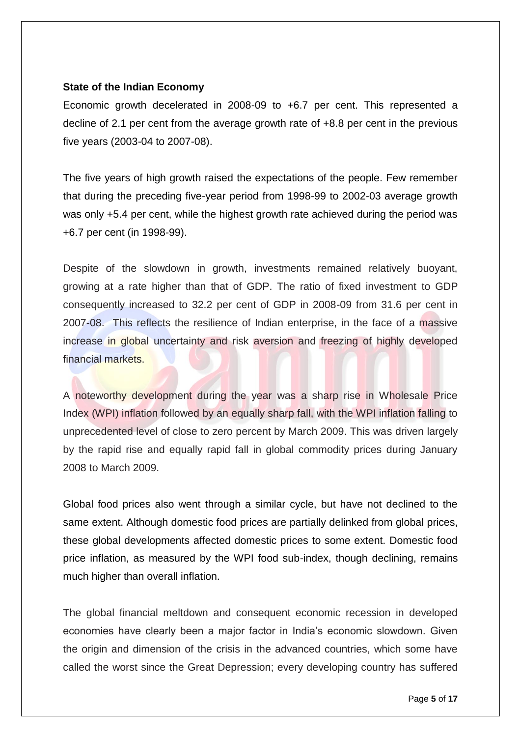**State of the Indian Economy**

Economic growth decelerated in 2008-09 to +6.7 per cent. This represented a decline of 2.1 per cent from the average growth rate of +8.8 per cent in the previous five years (2003-04 to 2007-08).

The five years of high growth raised the expectations of the people. Few remember that during the preceding five-year period from 1998-99 to 2002-03 average growth was only +5.4 per cent, while the highest growth rate achieved during the period was +6.7 per cent (in 1998-99).

Despite of the slowdown in growth, investments remained relatively buoyant, growing at a rate higher than that of GDP. The ratio of fixed investment to GDP consequently increased to 32.2 per cent of GDP in 2008-09 from 31.6 per cent in 2007-08. This reflects the resilience of Indian enterprise, in the face of a massive increase in global uncertainty and risk aversion and freezing of highly developed financial markets.

A noteworthy development during the year was a sharp rise in Wholesale Price Index (WPI) inflation followed by an equally sharp fall, with the WPI inflation falling to unprecedented level of close to zero percent by March 2009. This was driven largely by the rapid rise and equally rapid fall in global commodity prices during January 2008 to March 2009.

Global food prices also went through a similar cycle, but have not declined to the same extent. Although domestic food prices are partially delinked from global prices, these global developments affected domestic prices to some extent. Domestic food price inflation, as measured by the WPI food sub-index, though declining, remains much higher than overall inflation.

The global financial meltdown and consequent economic recession in developed economies have clearly been a major factor in India's economic slowdown. Given the origin and dimension of the crisis in the advanced countries, which some have called the worst since the Great Depression; every developing country has suffered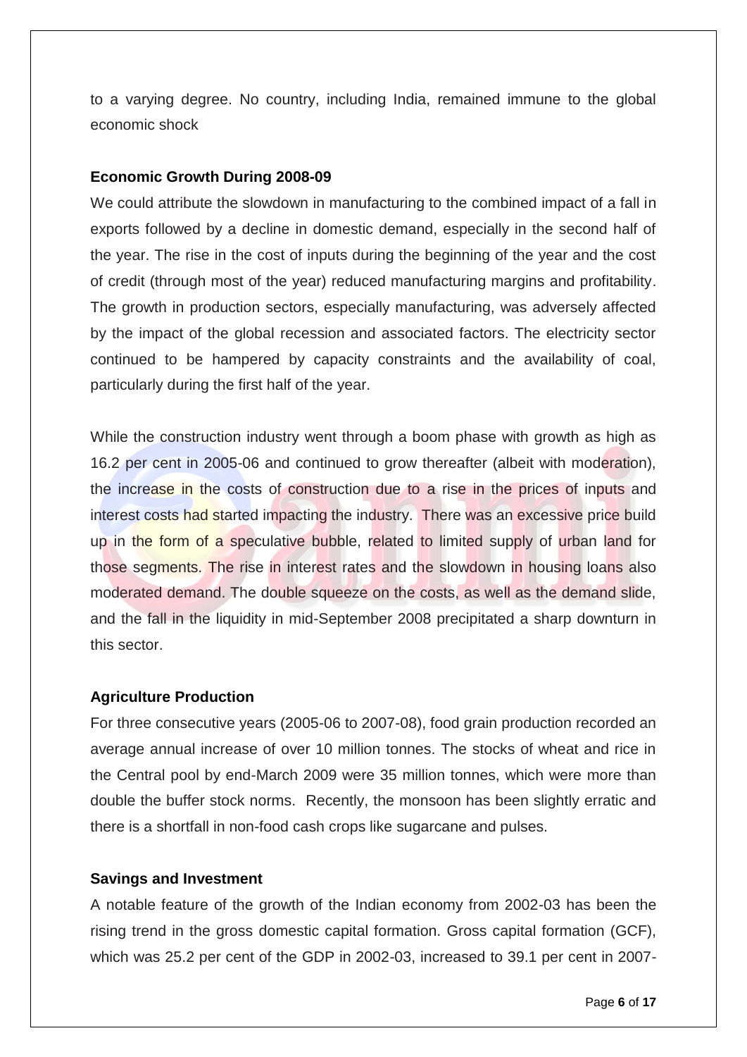to a varying degree. No country, including India, remained immune to the global economic shock

**Economic Growth During 2008-09**

We could attribute the slowdown in manufacturing to the combined impact of a fall in exports followed by a decline in domestic demand, especially in the second half of the year. The rise in the cost of inputs during the beginning of the year and the cost of credit (through most of the year) reduced manufacturing margins and profitability. The growth in production sectors, especially manufacturing, was adversely affected by the impact of the global recession and associated factors. The electricity sector continued to be hampered by capacity constraints and the availability of coal, particularly during the first half of the year.

While the construction industry went through a boom phase with growth as high as 16.2 per cent in 2005-06 and continued to grow thereafter (albeit with moderation), the increase in the costs of construction due to a rise in the prices of inputs and interest costs had started impacting the industry. There was an excessive price build up in the form of a speculative bubble, related to limited supply of urban land for those segments. The rise in interest rates and the slowdown in housing loans also moderated demand. The double squeeze on the costs, as well as the demand slide, and the fall in the liquidity in mid-September 2008 precipitated a sharp downturn in this sector.

**Agriculture Production**

For three consecutive years (2005-06 to 2007-08), food grain production recorded an average annual increase of over 10 million tonnes. The stocks of wheat and rice in the Central pool by end-March 2009 were 35 million tonnes, which were more than double the buffer stock norms. Recently, the monsoon has been slightly erratic and there is a shortfall in non-food cash crops like sugarcane and pulses.

**Savings and Investment**

A notable feature of the growth of the Indian economy from 2002-03 has been the rising trend in the gross domestic capital formation. Gross capital formation (GCF), which was 25.2 per cent of the GDP in 2002-03, increased to 39.1 per cent in 2007-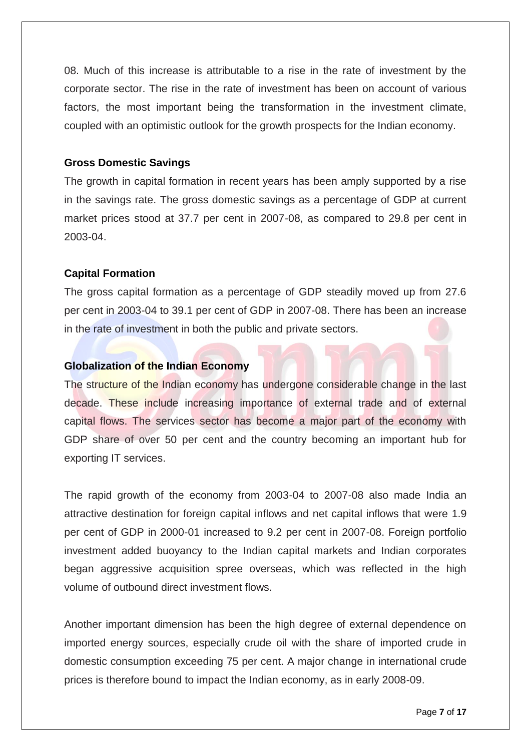08. Much of this increase is attributable to a rise in the rate of investment by the corporate sector. The rise in the rate of investment has been on account of various factors, the most important being the transformation in the investment climate, coupled with an optimistic outlook for the growth prospects for the Indian economy.

### Gross Domestic Savings

The growth in capital formation in recent years has been amply supported by a rise in the savings rate. The gross domestic savings as a percentage of GDP at current market prices stood at 37.7 per cent in 2007-08, as compared to 29.8 per cent in 2003-04.

### Capital Formation

The gross capital formation as a percentage of GDP steadily moved up from 27.6 per cent in 2003-04 to 39.1 per cent of GDP in 2007-08. There has been an increase in the rate of investment in both the public and private sectors.

### Globalization of the Indian Economy

The structure of the Indian economy has undergone considerable change in the last decade. These include increasing importance of external trade and of external capital flows. The services sector has become a major part of the economy with GDP share of over 50 per cent and the country becoming an important hub for exporting IT services.

The rapid growth of the economy from 2003-04 to 2007-08 also made India an attractive destination for foreign capital inflows and net capital inflows that were 1.9 per cent of GDP in 2000-01 increased to 9.2 per cent in 2007-08. Foreign portfolio investment added buoyancy to the Indian capital markets and Indian corporates began aggressive acquisition spree overseas, which was reflected in the high volume of outbound direct investment flows.

Another important dimension has been the high degree of external dependence on imported energy sources, especially crude oil with the share of imported crude in domestic consumption exceeding 75 per cent. A major change in international crude prices is therefore bound to impact the Indian economy, as in early 2008-09.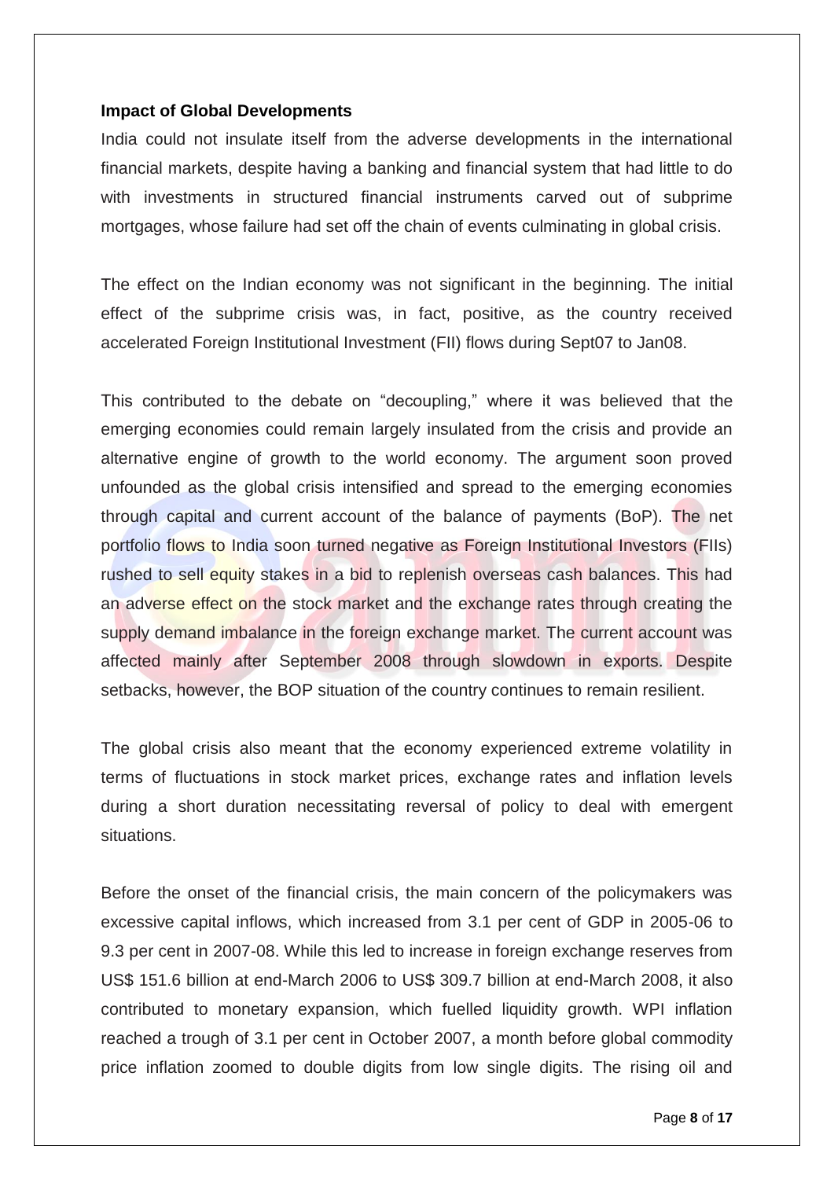**Impact of Global Developments**

India could not insulate itself from the adverse developments in the international financial markets, despite having a banking and financial system that had little to do with investments in structured financial instruments carved out of subprime mortgages, whose failure had set off the chain of events culminating in global crisis.

The effect on the Indian economy was not significant in the beginning. The initial effect of the subprime crisis was, in fact, positive, as the country received accelerated Foreign Institutional Investment (FII) flows during Sept07 to Jan08.

This contributed to the debate on "decoupling," where it was believed that the emerging economies could remain largely insulated from the crisis and provide an alternative engine of growth to the world economy. The argument soon proved unfounded as the global crisis intensified and spread to the emerging economies through capital and current account of the balance of payments (BoP). The net portfolio flows to India soon turned negative as Foreign Institutional Investors (FIIs) rushed to sell equity stakes in a bid to replenish overseas cash balances. This had an adverse effect on the stock market and the exchange rates through creating the supply demand imbalance in the foreign exchange market. The current account was affected mainly after September 2008 through slowdown in exports. Despite setbacks, however, the BOP situation of the country continues to remain resilient.

The global crisis also meant that the economy experienced extreme volatility in terms of fluctuations in stock market prices, exchange rates and inflation levels during a short duration necessitating reversal of policy to deal with emergent situations.

Before the onset of the financial crisis, the main concern of the policymakers was excessive capital inflows, which increased from 3.1 per cent of GDP in 2005-06 to 9.3 per cent in 2007-08. While this led to increase in foreign exchange reserves from US$ 151.6 billion at end-March 2006 to US$ 309.7 billion at end-March 2008, it also contributed to monetary expansion, which fuelled liquidity growth. WPI inflation reached a trough of 3.1 per cent in October 2007, a month before global commodity price inflation zoomed to double digits from low single digits. The rising oil and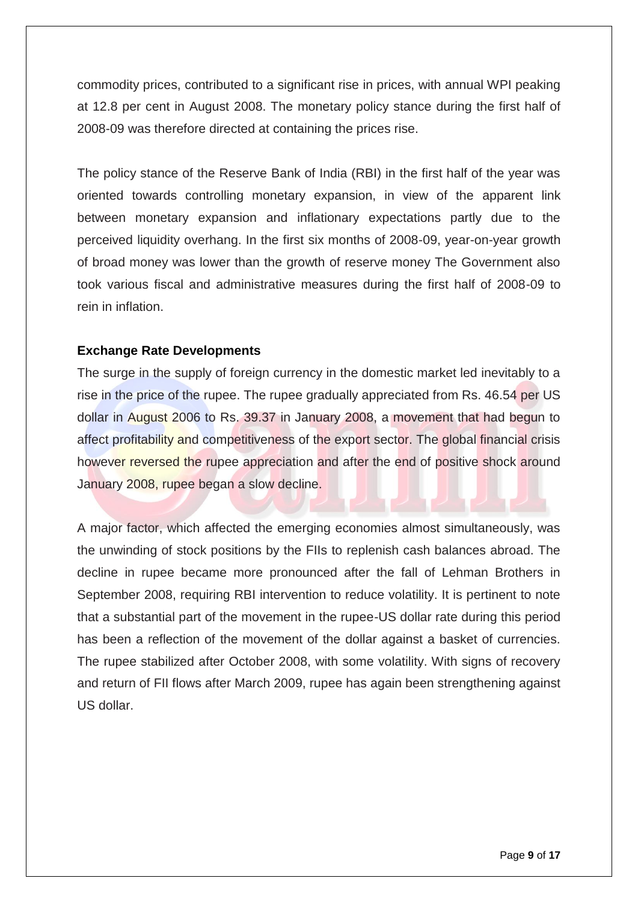commodity prices, contributed to a significant rise in prices, with annual WPI peaking at 12.8 per cent in August 2008. The monetary policy stance during the first half of 2008-09 was therefore directed at containing the prices rise.

The policy stance of the Reserve Bank of India (RBI) in the first half of the year was oriented towards controlling monetary expansion, in view of the apparent link between monetary expansion and inflationary expectations partly due to the perceived liquidity overhang. In the first six months of 2008-09, year-on-year growth of broad money was lower than the growth of reserve money The Government also took various fiscal and administrative measures during the first half of 2008-09 to rein in inflation.

**Exchange Rate Developments**

The surge in the supply of foreign currency in the domestic market led inevitably to a rise in the price of the rupee. The rupee gradually appreciated from Rs. 46.54 per US dollar in August 2006 to Rs. 39.37 in January 2008, a movement that had begun to affect profitability and competitiveness of the export sector. The global financial crisis however reversed the rupee appreciation and after the end of positive shock around January 2008, rupee began a slow decline.

A major factor, which affected the emerging economies almost simultaneously, was the unwinding of stock positions by the FIIs to replenish cash balances abroad. The decline in rupee became more pronounced after the fall of Lehman Brothers in September 2008, requiring RBI intervention to reduce volatility. It is pertinent to note that a substantial part of the movement in the rupee-US dollar rate during this period has been a reflection of the movement of the dollar against a basket of currencies. The rupee stabilized after October 2008, with some volatility. With signs of recovery and return of FII flows after March 2009, rupee has again been strengthening against US dollar.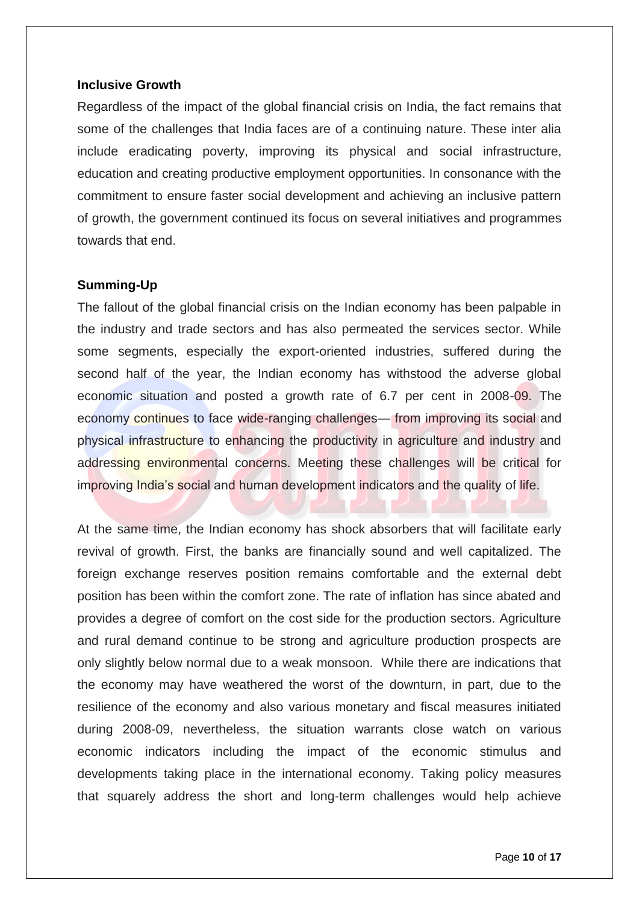**Inclusive Growth**

Regardless of the impact of the global financial crisis on India, the fact remains that some of the challenges that India faces are of a continuing nature. These inter alia include eradicating poverty, improving its physical and social infrastructure, education and creating productive employment opportunities. In consonance with the commitment to ensure faster social development and achieving an inclusive pattern of growth, the government continued its focus on several initiatives and programmes towards that end.

**Summing-Up**

The fallout of the global financial crisis on the Indian economy has been palpable in the industry and trade sectors and has also permeated the services sector. While some segments, especially the export-oriented industries, suffered during the second half of the year, the Indian economy has withstood the adverse global economic situation and posted a growth rate of 6.7 per cent in 2008-09. The economy continues to face wide-ranging challenges— from improving its social and physical infrastructure to enhancing the productivity in agriculture and industry and addressing environmental concerns. Meeting these challenges will be critical for improving India's social and human development indicators and the quality of life.

At the same time, the Indian economy has shock absorbers that will facilitate early revival of growth. First, the banks are financially sound and well capitalized. The foreign exchange reserves position remains comfortable and the external debt position has been within the comfort zone. The rate of inflation has since abated and provides a degree of comfort on the cost side for the production sectors. Agriculture and rural demand continue to be strong and agriculture production prospects are only slightly below normal due to a weak monsoon. While there are indications that the economy may have weathered the worst of the downturn, in part, due to the resilience of the economy and also various monetary and fiscal measures initiated during 2008-09, nevertheless, the situation warrants close watch on various economic indicators including the impact of the economic stimulus and developments taking place in the international economy. Taking policy measures that squarely address the short and long-term challenges would help achieve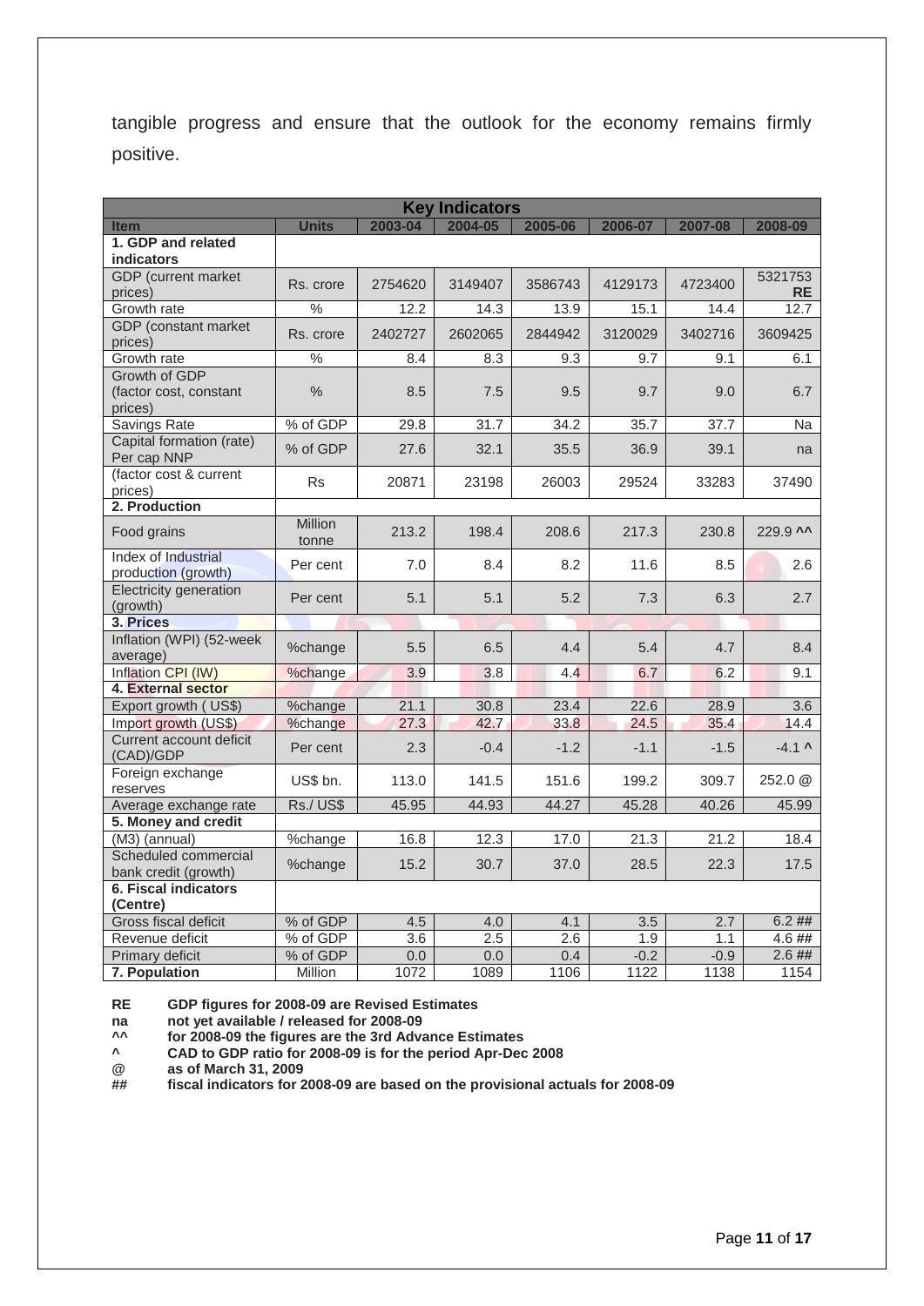tangible progress and ensure that the outlook for the economy remains firmly positive.

| Key Indicators | | | | | | | |
|---|---|---|---|---|---|---|---|
| **Item** | **Units** | **2003-04** | **2004-05** | **2005-06** | **2006-07** | **2007-08** | **2008-09** |
| **1. GDP and related indicators** | | | | | | | |
| GDP (current market prices) | Rs. crore | 2754620 | 3149407 | 3586743 | 4129173 | 4723400 | 5321753 **RE** |
| Growth rate | % | 12.2 | 14.3 | 13.9 | 15.1 | 14.4 | 12.7 |
| GDP (constant market prices) | Rs. crore | 2402727 | 2602065 | 2844942 | 3120029 | 3402716 | 3609425 |
| Growth rate | % | 8.4 | 8.3 | 9.3 | 9.7 | 9.1 | 6.1 |
| Growth of GDP (factor cost, constant prices) | % | 8.5 | 7.5 | 9.5 | 9.7 | 9.0 | 6.7 |
| Savings Rate | % of GDP | 29.8 | 31.7 | 34.2 | 35.7 | 37.7 | Na |
| Capital formation (rate) | % of GDP | 27.6 | 32.1 | 35.5 | 36.9 | 39.1 | na |
| Per cap NNP (factor cost & current prices) | Rs | 20871 | 23198 | 26003 | 29524 | 33283 | 37490 |
| **2. Production** | | | | | | | |
| Food grains | Million tonne | 213.2 | 198.4 | 208.6 | 217.3 | 230.8 | 229.9 ^^ |
| Index of Industrial production (growth) | Per cent | 7.0 | 8.4 | 8.2 | 11.6 | 8.5 | 2.6 |
| Electricity generation (growth) | Per cent | 5.1 | 5.1 | 5.2 | 7.3 | 6.3 | 2.7 |
| **3. Prices** | | | | | | | |
| Inflation (WPI) (52-week average) | %change | 5.5 | 6.5 | 4.4 | 5.4 | 4.7 | 8.4 |
| Inflation CPI (IW) | %change | 3.9 | 3.8 | 4.4 | 6.7 | 6.2 | 9.1 |
| **4. External sector** | | | | | | | |
| Export growth ( US$) | %change | 21.1 | 30.8 | 23.4 | 22.6 | 28.9 | 3.6 |
| Import growth (US$) | %change | 27.3 | 42.7 | 33.8 | 24.5 | 35.4 | 14.4 |
| Current account deficit (CAD)/GDP | Per cent | 2.3 | -0.4 | -1.2 | -1.1 | -1.5 | -4.1 ^ |
| Foreign exchange reserves | US$ bn. | 113.0 | 141.5 | 151.6 | 199.2 | 309.7 | 252.0 @ |
| Average exchange rate | Rs./ US$ | 45.95 | 44.93 | 44.27 | 45.28 | 40.26 | 45.99 |
| **5. Money and credit** | | | | | | | |
| (M3) (annual) | %change | 16.8 | 12.3 | 17.0 | 21.3 | 21.2 | 18.4 |
| Scheduled commercial bank credit (growth) | %change | 15.2 | 30.7 | 37.0 | 28.5 | 22.3 | 17.5 |
| **6. Fiscal indicators (Centre)** | | | | | | | |
| Gross fiscal deficit | % of GDP | 4.5 | 4.0 | 4.1 | 3.5 | 2.7 | 6.2 ## |
| Revenue deficit | % of GDP | 3.6 | 2.5 | 2.6 | 1.9 | 1.1 | 4.6 ## |
| Primary deficit | % of GDP | 0.0 | 0.0 | 0.4 | -0.2 | -0.9 | 2.6 ## |
| **7. Population** | Million | 1072 | 1089 | 1106 | 1122 | 1138 | 1154 |

**RE** GDP figures for 2008-09 are Revised Estimates
**na** not yet available / released for 2008-09
**^^** for 2008-09 the figures are the 3rd Advance Estimates
**^** CAD to GDP ratio for 2008-09 is for the period Apr-Dec 2008
**@** as of March 31, 2009
**##** fiscal indicators for 2008-09 are based on the provisional actuals for 2008-09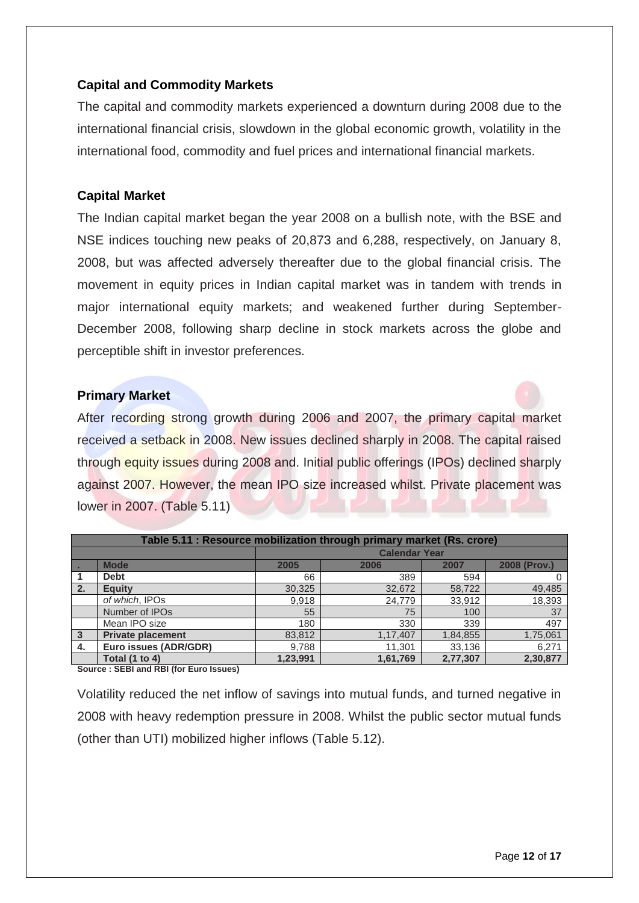### Capital and Commodity Markets

The capital and commodity markets experienced a downturn during 2008 due to the international financial crisis, slowdown in the global economic growth, volatility in the international food, commodity and fuel prices and international financial markets.

### Capital Market

The Indian capital market began the year 2008 on a bullish note, with the BSE and NSE indices touching new peaks of 20,873 and 6,288, respectively, on January 8, 2008, but was affected adversely thereafter due to the global financial crisis. The movement in equity prices in Indian capital market was in tandem with trends in major international equity markets; and weakened further during September-December 2008, following sharp decline in stock markets across the globe and perceptible shift in investor preferences.

### Primary Market

After recording strong growth during 2006 and 2007, the primary capital market received a setback in 2008. New issues declined sharply in 2008. The capital raised through equity issues during 2008 and. Initial public offerings (IPOs) declined sharply against 2007. However, the mean IPO size increased whilst. Private placement was lower in 2007. (Table 5.11)

| Table 5.11 : Resource mobilization through primary market (Rs. crore) | | | | | |
|---|---|---|---|---|---|
| | | Calendar Year | | | |
| . | Mode | 2005 | 2006 | 2007 | 2008 (Prov.) |
| 1 | **Debt** | 66 | 389 | 594 | 0 |
| 2. | **Equity** | 30,325 | 32,672 | 58,722 | 49,485 |
| | *of which*, IPOs | 9,918 | 24,779 | 33,912 | 18,393 |
| | Number of IPOs | 55 | 75 | 100 | 37 |
| | Mean IPO size | 180 | 330 | 339 | 497 |
| 3 | **Private placement** | 83,812 | 1,17,407 | 1,84,855 | 1,75,061 |
| 4. | **Euro issues (ADR/GDR)** | 9,788 | 11,301 | 33,136 | 6,271 |
| | **Total (1 to 4)** | **1,23,991** | **1,61,769** | **2,77,307** | **2,30,877** |

**Source : SEBI and RBI (for Euro Issues)**

Volatility reduced the net inflow of savings into mutual funds, and turned negative in 2008 with heavy redemption pressure in 2008. Whilst the public sector mutual funds (other than UTI) mobilized higher inflows (Table 5.12).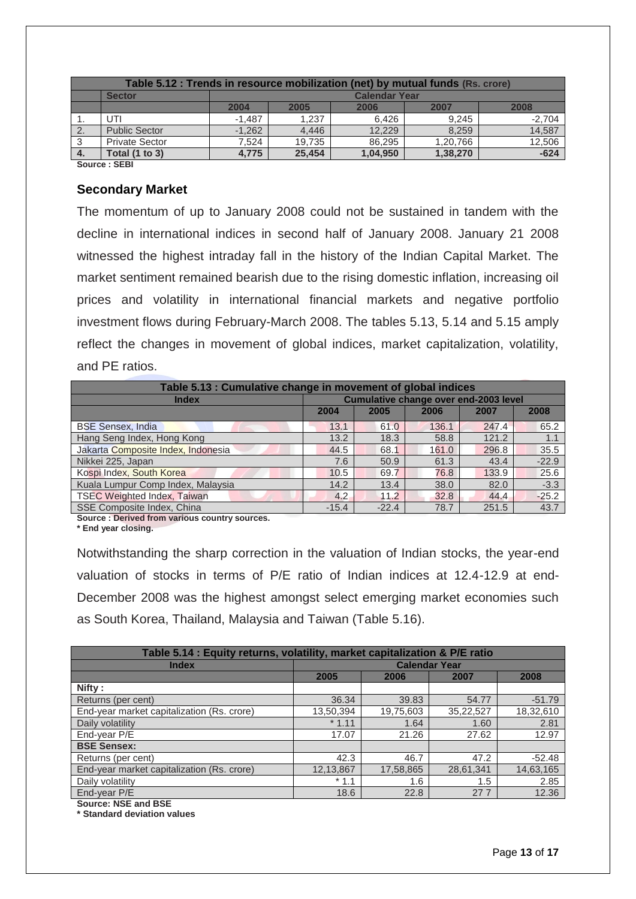| Table 5.12 : Trends in resource mobilization (net) by mutual funds (Rs. crore) | | | | | | |
|---|---|---|---|---|---|---|
| | Sector | Calendar Year | | | | |
| | | 2004 | 2005 | 2006 | 2007 | 2008 |
| 1. | UTI | -1,487 | 1,237 | 6,426 | 9,245 | -2,704 |
| 2. | Public Sector | -1,262 | 4,446 | 12,229 | 8,259 | 14,587 |
| 3 | Private Sector | 7,524 | 19,735 | 86,295 | 1,20,766 | 12,506 |
| **4.** | **Total (1 to 3)** | **4,775** | **25,454** | **1,04,950** | **1,38,270** | **-624** |

**Source : SEBI**

## Secondary Market

The momentum of up to January 2008 could not be sustained in tandem with the decline in international indices in second half of January 2008. January 21 2008 witnessed the highest intraday fall in the history of the Indian Capital Market. The market sentiment remained bearish due to the rising domestic inflation, increasing oil prices and volatility in international financial markets and negative portfolio investment flows during February-March 2008. The tables 5.13, 5.14 and 5.15 amply reflect the changes in movement of global indices, market capitalization, volatility, and PE ratios.

| Table 5.13 : Cumulative change in movement of global indices | | | | | |
|---|---|---|---|---|---|
| Index | Cumulative change over end-2003 level | | | | |
| | 2004 | 2005 | 2006 | 2007 | 2008 |
| BSE Sensex, India | 13.1 | 61.0 | 136.1 | 247.4 | 65.2 |
| Hang Seng Index, Hong Kong | 13.2 | 18.3 | 58.8 | 121.2 | 1.1 |
| Jakarta Composite Index, Indonesia | 44.5 | 68.1 | 161.0 | 296.8 | 35.5 |
| Nikkei 225, Japan | 7.6 | 50.9 | 61.3 | 43.4 | -22.9 |
| Kospi Index, South Korea | 10.5 | 69.7 | 76.8 | 133.9 | 25.6 |
| Kuala Lumpur Comp Index, Malaysia | 14.2 | 13.4 | 38.0 | 82.0 | -3.3 |
| TSEC Weighted Index, Taiwan | 4.2 | 11.2 | 32.8 | 44.4 | -25.2 |
| SSE Composite Index, China | -15.4 | -22.4 | 78.7 | 251.5 | 43.7 |

**Source : Derived from various country sources.**
**\* End year closing.**

Notwithstanding the sharp correction in the valuation of Indian stocks, the year-end valuation of stocks in terms of P/E ratio of Indian indices at 12.4-12.9 at end-December 2008 was the highest amongst select emerging market economies such as South Korea, Thailand, Malaysia and Taiwan (Table 5.16).

| Table 5.14 : Equity returns, volatility, market capitalization & P/E ratio | | | | |
|---|---|---|---|---|
| Index | Calendar Year | | | |
| | 2005 | 2006 | 2007 | 2008 |
| **Nifty :** | | | | |
| Returns (per cent) | 36.34 | 39.83 | 54.77 | -51.79 |
| End-year market capitalization (Rs. crore) | 13,50,394 | 19,75,603 | 35,22,527 | 18,32,610 |
| Daily volatility | * 1.11 | 1.64 | 1.60 | 2.81 |
| End-year P/E | 17.07 | 21.26 | 27.62 | 12.97 |
| **BSE Sensex:** | | | | |
| Returns (per cent) | 42.3 | 46.7 | 47.2 | -52.48 |
| End-year market capitalization (Rs. crore) | 12,13,867 | 17,58,865 | 28,61,341 | 14,63,165 |
| Daily volatility | * 1.1 | 1.6 | 1.5 | 2.85 |
| End-year P/E | 18.6 | 22.8 | 27 7 | 12.36 |

**Source: NSE and BSE**
**\* Standard deviation values**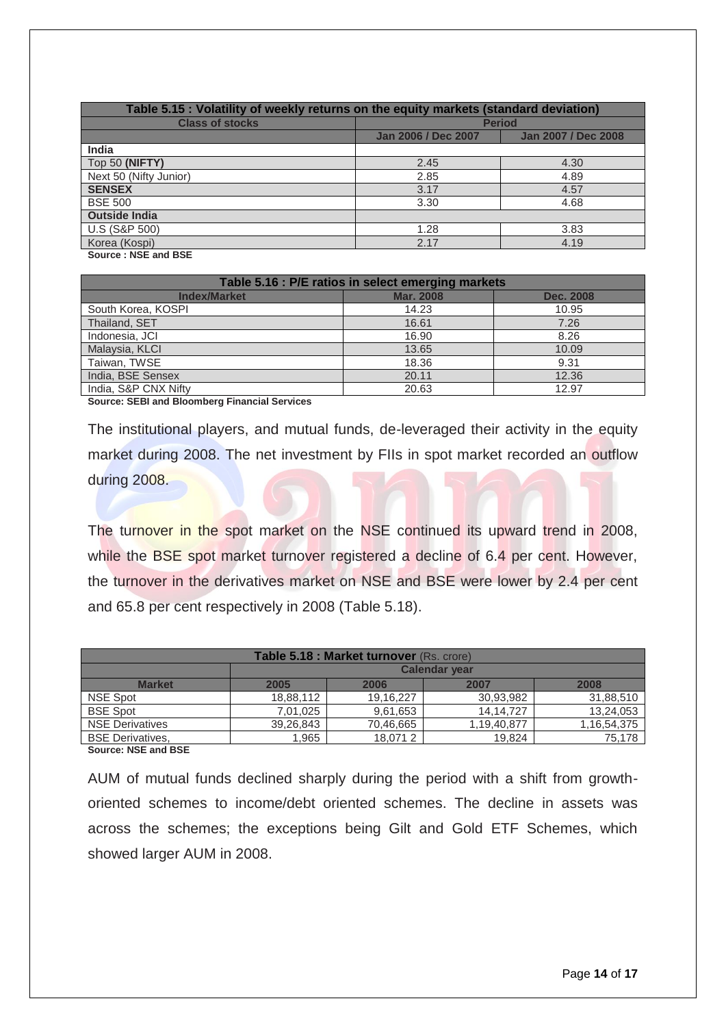| Table 5.15 : Volatility of weekly returns on the equity markets (standard deviation) | | |
|---|---|---|
| Class of stocks | Period | |
| | Jan 2006 / Dec 2007 | Jan 2007 / Dec 2008 |
| **India** | | |
| Top 50 **(NIFTY)** | 2.45 | 4.30 |
| Next 50 (Nifty Junior) | 2.85 | 4.89 |
| **SENSEX** | 3.17 | 4.57 |
| BSE 500 | 3.30 | 4.68 |
| **Outside India** | | |
| U.S (S&P 500) | 1.28 | 3.83 |
| Korea (Kospi) | 2.17 | 4.19 |

**Source : NSE and BSE**

| Table 5.16 : P/E ratios in select emerging markets | | |
|---|---|---|
| Index/Market | Mar. 2008 | Dec. 2008 |
| South Korea, KOSPI | 14.23 | 10.95 |
| Thailand, SET | 16.61 | 7.26 |
| Indonesia, JCI | 16.90 | 8.26 |
| Malaysia, KLCI | 13.65 | 10.09 |
| Taiwan, TWSE | 18.36 | 9.31 |
| India, BSE Sensex | 20.11 | 12.36 |
| India, S&P CNX Nifty | 20.63 | 12.97 |

**Source: SEBI and Bloomberg Financial Services**

The institutional players, and mutual funds, de-leveraged their activity in the equity market during 2008. The net investment by FIIs in spot market recorded an outflow during 2008.

The turnover in the spot market on the NSE continued its upward trend in 2008, while the BSE spot market turnover registered a decline of 6.4 per cent. However, the turnover in the derivatives market on NSE and BSE were lower by 2.4 per cent and 65.8 per cent respectively in 2008 (Table 5.18).

| Table 5.18 : Market turnover (Rs. crore) | | | | |
|---|---|---|---|---|
| | Calendar year | | | |
| Market | 2005 | 2006 | 2007 | 2008 |
| NSE Spot | 18,88,112 | 19,16,227 | 30,93,982 | 31,88,510 |
| BSE Spot | 7,01,025 | 9,61,653 | 14,14,727 | 13,24,053 |
| NSE Derivatives | 39,26,843 | 70,46,665 | 1,19,40,877 | 1,16,54,375 |
| BSE Derivatives, | 1,965 | 18,071 2 | 19,824 | 75,178 |

**Source: NSE and BSE**

AUM of mutual funds declined sharply during the period with a shift from growth-oriented schemes to income/debt oriented schemes. The decline in assets was across the schemes; the exceptions being Gilt and Gold ETF Schemes, which showed larger AUM in 2008.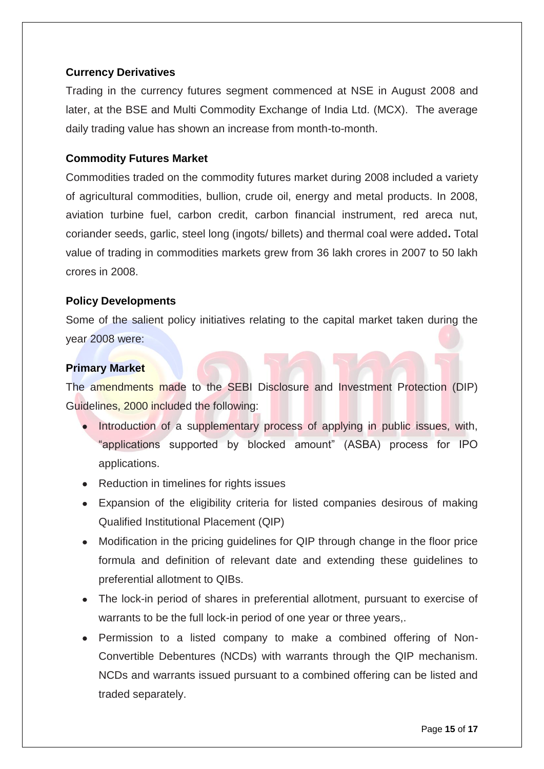**Currency Derivatives**

Trading in the currency futures segment commenced at NSE in August 2008 and later, at the BSE and Multi Commodity Exchange of India Ltd. (MCX). The average daily trading value has shown an increase from month-to-month.

**Commodity Futures Market**

Commodities traded on the commodity futures market during 2008 included a variety of agricultural commodities, bullion, crude oil, energy and metal products. In 2008, aviation turbine fuel, carbon credit, carbon financial instrument, red areca nut, coriander seeds, garlic, steel long (ingots/ billets) and thermal coal were added**.** Total value of trading in commodities markets grew from 36 lakh crores in 2007 to 50 lakh crores in 2008.

**Policy Developments**

Some of the salient policy initiatives relating to the capital market taken during the year 2008 were:

**Primary Market**

The amendments made to the SEBI Disclosure and Investment Protection (DIP) Guidelines, 2000 included the following:

- Introduction of a supplementary process of applying in public issues, with, "applications supported by blocked amount" (ASBA) process for IPO applications.
- Reduction in timelines for rights issues
- Expansion of the eligibility criteria for listed companies desirous of making Qualified Institutional Placement (QIP)
- Modification in the pricing guidelines for QIP through change in the floor price formula and definition of relevant date and extending these guidelines to preferential allotment to QIBs.
- The lock-in period of shares in preferential allotment, pursuant to exercise of warrants to be the full lock-in period of one year or three years,.
- Permission to a listed company to make a combined offering of Non-Convertible Debentures (NCDs) with warrants through the QIP mechanism. NCDs and warrants issued pursuant to a combined offering can be listed and traded separately.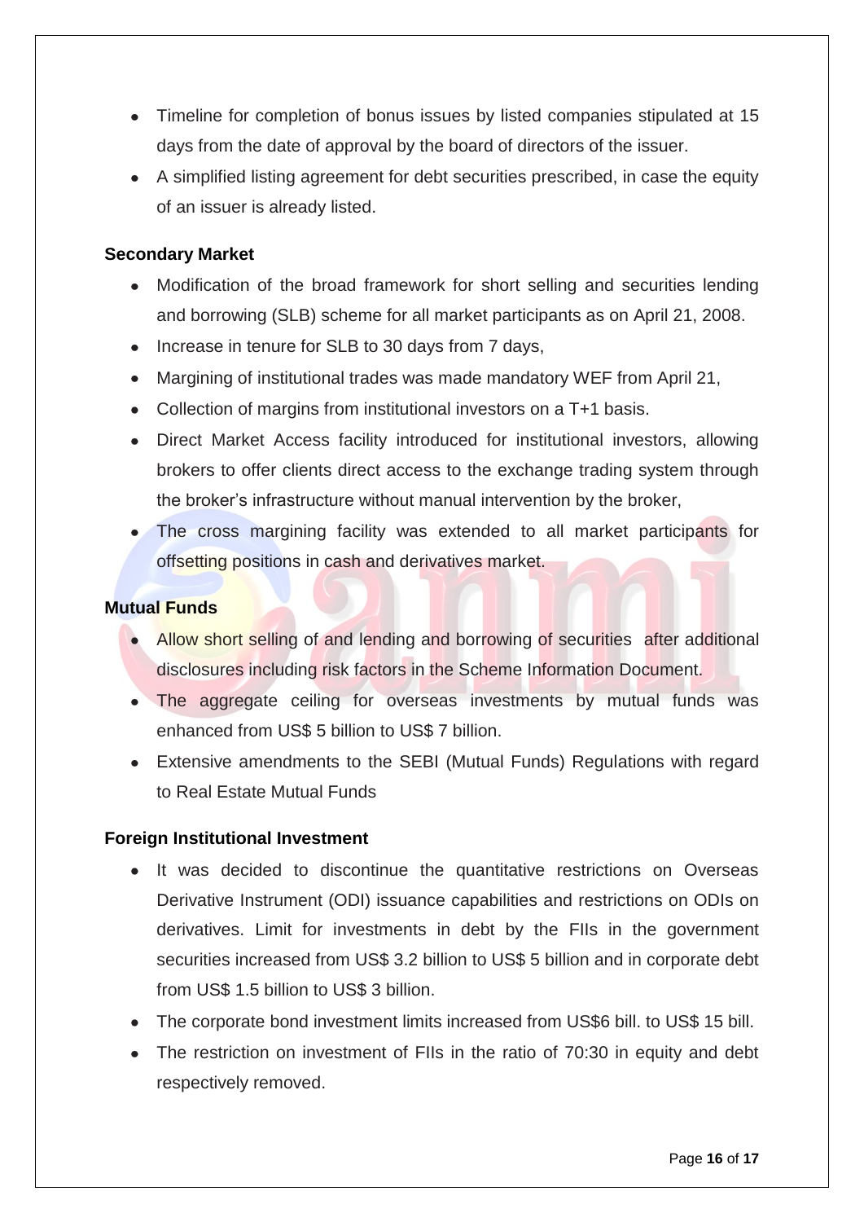- Timeline for completion of bonus issues by listed companies stipulated at 15 days from the date of approval by the board of directors of the issuer.
- A simplified listing agreement for debt securities prescribed, in case the equity of an issuer is already listed.

**Secondary Market**

- Modification of the broad framework for short selling and securities lending and borrowing (SLB) scheme for all market participants as on April 21, 2008.
- Increase in tenure for SLB to 30 days from 7 days,
- Margining of institutional trades was made mandatory WEF from April 21,
- Collection of margins from institutional investors on a T+1 basis.
- Direct Market Access facility introduced for institutional investors, allowing brokers to offer clients direct access to the exchange trading system through the broker's infrastructure without manual intervention by the broker,
- The cross margining facility was extended to all market participants for offsetting positions in cash and derivatives market.

**Mutual Funds**

- Allow short selling of and lending and borrowing of securities after additional disclosures including risk factors in the Scheme Information Document.
- The aggregate ceiling for overseas investments by mutual funds was enhanced from US$ 5 billion to US$ 7 billion.
- Extensive amendments to the SEBI (Mutual Funds) Regulations with regard to Real Estate Mutual Funds

**Foreign Institutional Investment**

- It was decided to discontinue the quantitative restrictions on Overseas Derivative Instrument (ODI) issuance capabilities and restrictions on ODIs on derivatives. Limit for investments in debt by the FIIs in the government securities increased from US$ 3.2 billion to US$ 5 billion and in corporate debt from US$ 1.5 billion to US$ 3 billion.
- The corporate bond investment limits increased from US$6 bill. to US$ 15 bill.
- The restriction on investment of FIIs in the ratio of 70:30 in equity and debt respectively removed.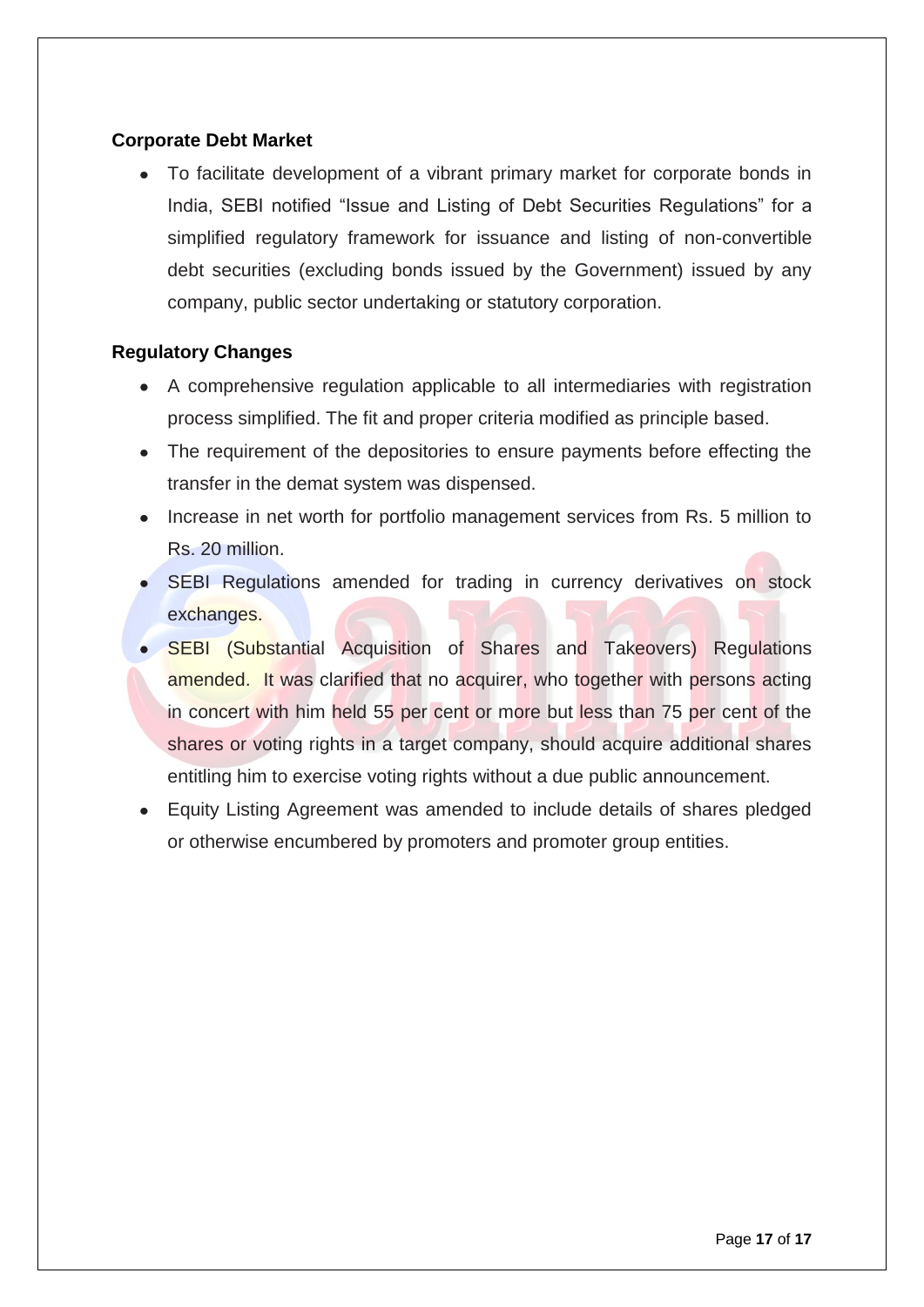**Corporate Debt Market**

- To facilitate development of a vibrant primary market for corporate bonds in India, SEBI notified "Issue and Listing of Debt Securities Regulations" for a simplified regulatory framework for issuance and listing of non-convertible debt securities (excluding bonds issued by the Government) issued by any company, public sector undertaking or statutory corporation.

**Regulatory Changes**

- A comprehensive regulation applicable to all intermediaries with registration process simplified. The fit and proper criteria modified as principle based.
- The requirement of the depositories to ensure payments before effecting the transfer in the demat system was dispensed.
- Increase in net worth for portfolio management services from Rs. 5 million to Rs. 20 million.
- SEBI Regulations amended for trading in currency derivatives on stock exchanges.
- SEBI (Substantial Acquisition of Shares and Takeovers) Regulations amended. It was clarified that no acquirer, who together with persons acting in concert with him held 55 per cent or more but less than 75 per cent of the shares or voting rights in a target company, should acquire additional shares entitling him to exercise voting rights without a due public announcement.
- Equity Listing Agreement was amended to include details of shares pledged or otherwise encumbered by promoters and promoter group entities.